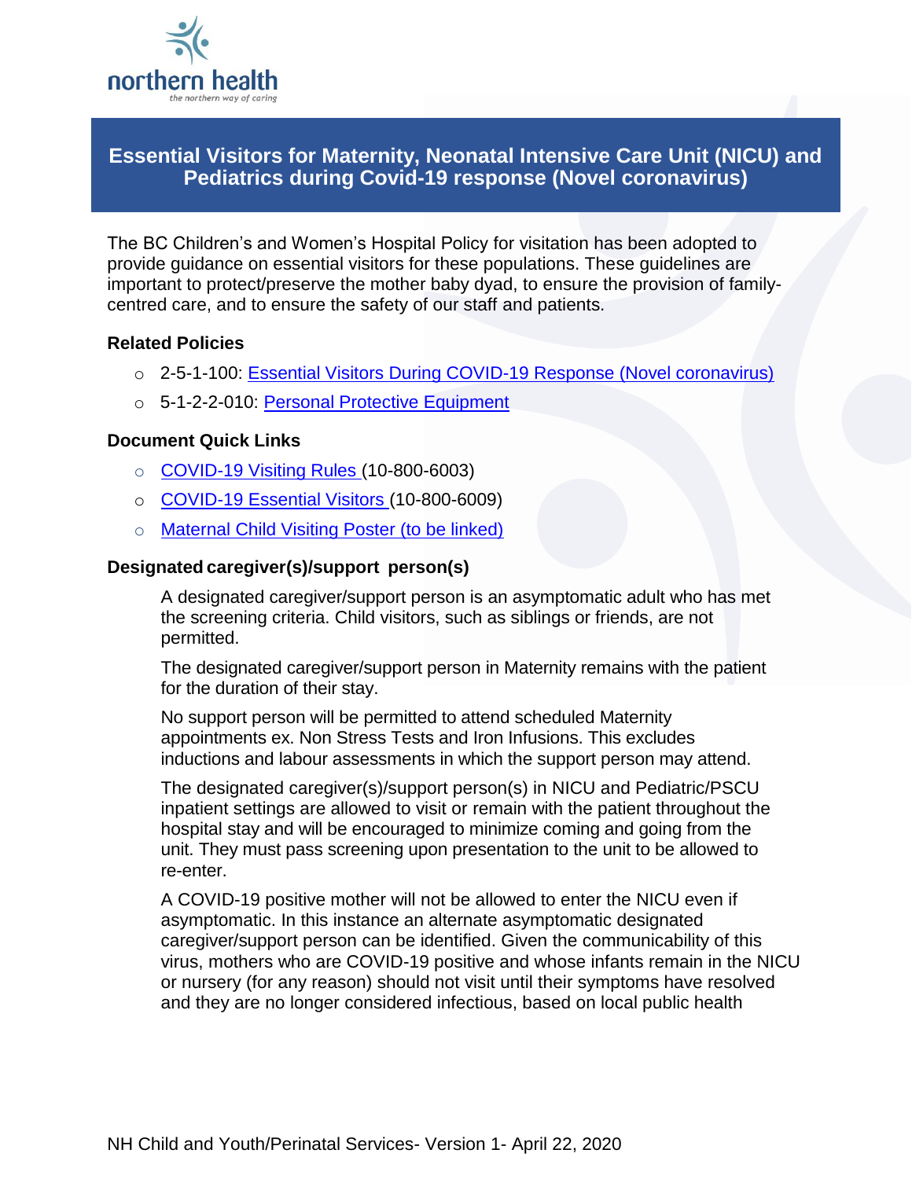# Essential Visitors for Maternity, Neonatal Intensive Care Unit (NICU) and Pediatrics during Covid-19 response (Novel coronavirus)

The BC Children's and Women's Hospital Policy for visitation has been adopted to provide guidance on essential visitors for these populations. These guidelines are important to protect/preserve the mother baby dyad, to ensure the provision of family-centred care, and to ensure the safety of our staff and patients.

### Related Policies

- 2-5-1-100: Essential Visitors During COVID-19 Response (Novel coronavirus)
- 5-1-2-2-010: Personal Protective Equipment

### Document Quick Links

- COVID-19 Visiting Rules (10-800-6003)
- COVID-19 Essential Visitors (10-800-6009)
- Maternal Child Visiting Poster (to be linked)

### Designated caregiver(s)/support person(s)

A designated caregiver/support person is an asymptomatic adult who has met the screening criteria. Child visitors, such as siblings or friends, are not permitted.

The designated caregiver/support person in Maternity remains with the patient for the duration of their stay.

No support person will be permitted to attend scheduled Maternity appointments ex. Non Stress Tests and Iron Infusions. This excludes inductions and labour assessments in which the support person may attend.

The designated caregiver(s)/support person(s) in NICU and Pediatric/PSCU inpatient settings are allowed to visit or remain with the patient throughout the hospital stay and will be encouraged to minimize coming and going from the unit. They must pass screening upon presentation to the unit to be allowed to re-enter.

A COVID-19 positive mother will not be allowed to enter the NICU even if asymptomatic. In this instance an alternate asymptomatic designated caregiver/support person can be identified. Given the communicability of this virus, mothers who are COVID-19 positive and whose infants remain in the NICU or nursery (for any reason) should not visit until their symptoms have resolved and they are no longer considered infectious, based on local public health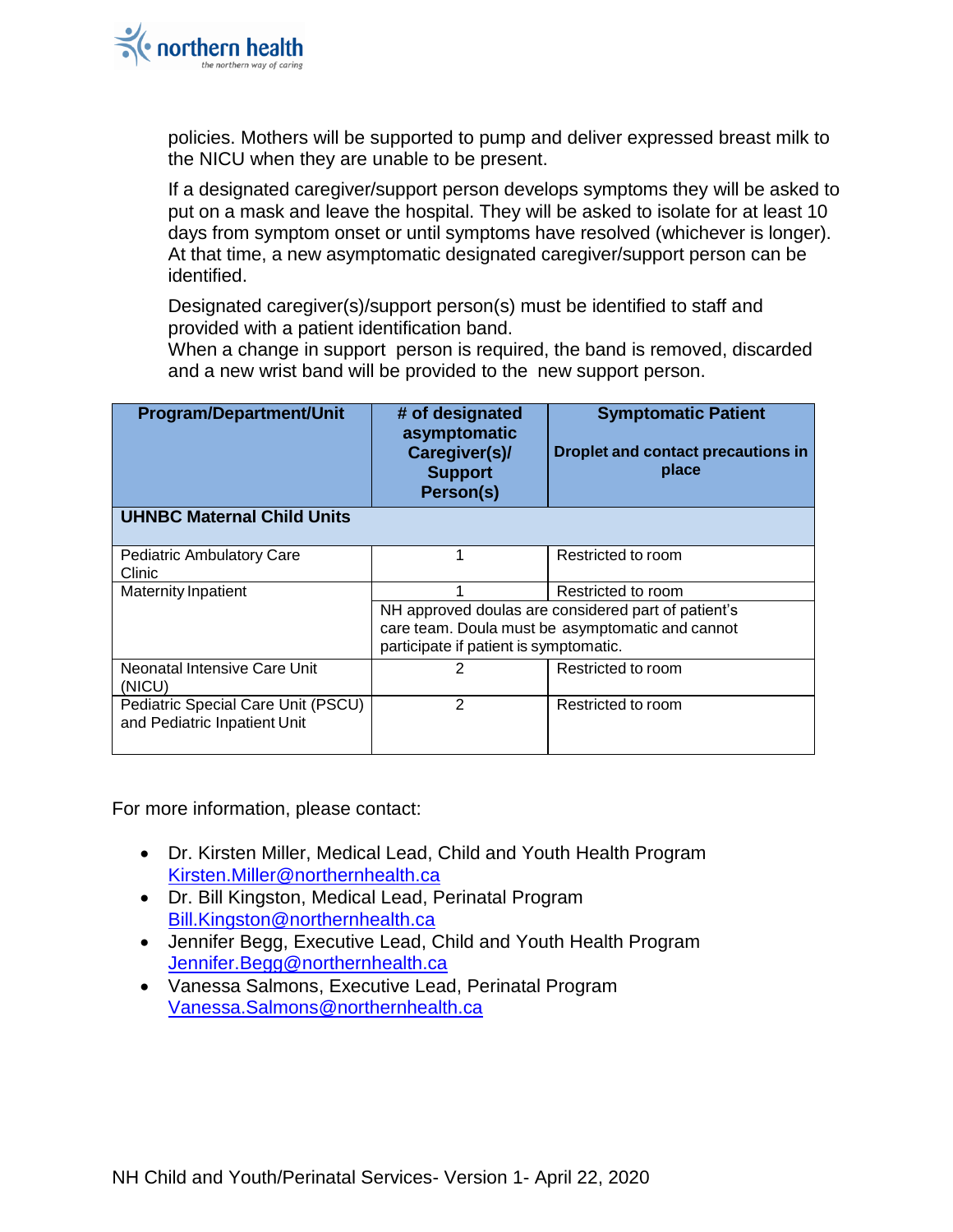policies. Mothers will be supported to pump and deliver expressed breast milk to the NICU when they are unable to be present.

If a designated caregiver/support person develops symptoms they will be asked to put on a mask and leave the hospital. They will be asked to isolate for at least 10 days from symptom onset or until symptoms have resolved (whichever is longer). At that time, a new asymptomatic designated caregiver/support person can be identified.

Designated caregiver(s)/support person(s) must be identified to staff and provided with a patient identification band.
When a change in support person is required, the band is removed, discarded and a new wrist band will be provided to the new support person.

| Program/Department/Unit | # of designated asymptomatic Caregiver(s)/ Support Person(s) | Symptomatic Patient<br>Droplet and contact precautions in place |
|---|---|---|
| **UHNBC Maternal Child Units** | | |
| Pediatric Ambulatory Care Clinic | 1 | Restricted to room |
| Maternity Inpatient | 1 | Restricted to room |
| | NH approved doulas are considered part of patient's care team. Doula must be asymptomatic and cannot participate if patient is symptomatic. | |
| Neonatal Intensive Care Unit (NICU) | 2 | Restricted to room |
| Pediatric Special Care Unit (PSCU) and Pediatric Inpatient Unit | 2 | Restricted to room |

For more information, please contact:

- Dr. Kirsten Miller, Medical Lead, Child and Youth Health Program
  Kirsten.Miller@northernhealth.ca
- Dr. Bill Kingston, Medical Lead, Perinatal Program
  Bill.Kingston@northernhealth.ca
- Jennifer Begg, Executive Lead, Child and Youth Health Program
  Jennifer.Begg@northernhealth.ca
- Vanessa Salmons, Executive Lead, Perinatal Program
  Vanessa.Salmons@northernhealth.ca

NH Child and Youth/Perinatal Services- Version 1- April 22, 2020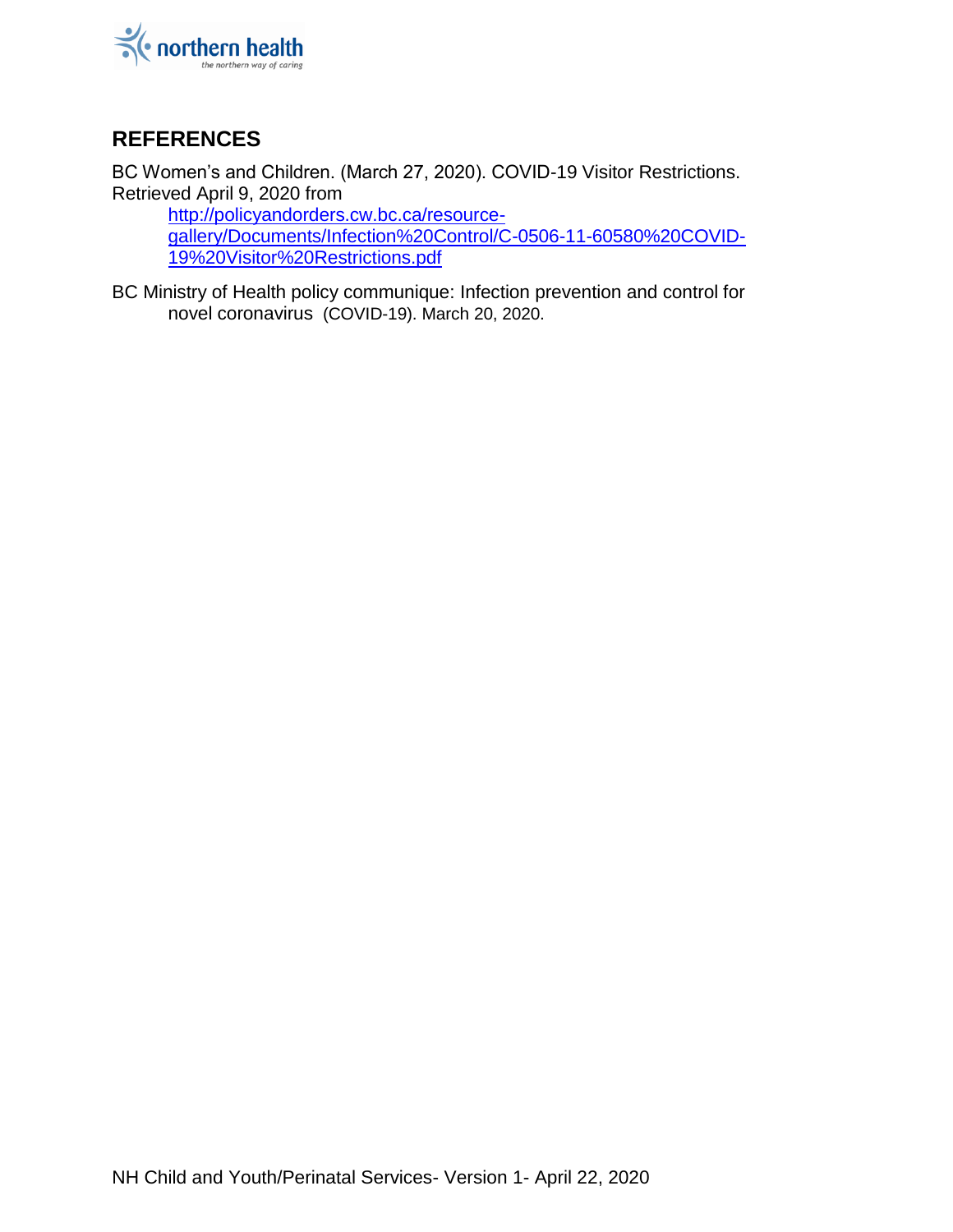## REFERENCES

BC Women's and Children. (March 27, 2020). COVID-19 Visitor Restrictions. Retrieved April 9, 2020 from [http://policyandorders.cw.bc.ca/resource-gallery/Documents/Infection%20Control/C-0506-11-60580%20COVID-19%20Visitor%20Restrictions.pdf](http://policyandorders.cw.bc.ca/resource-gallery/Documents/Infection%20Control/C-0506-11-60580%20COVID-19%20Visitor%20Restrictions.pdf)

BC Ministry of Health policy communique: Infection prevention and control for novel coronavirus (COVID-19). March 20, 2020.